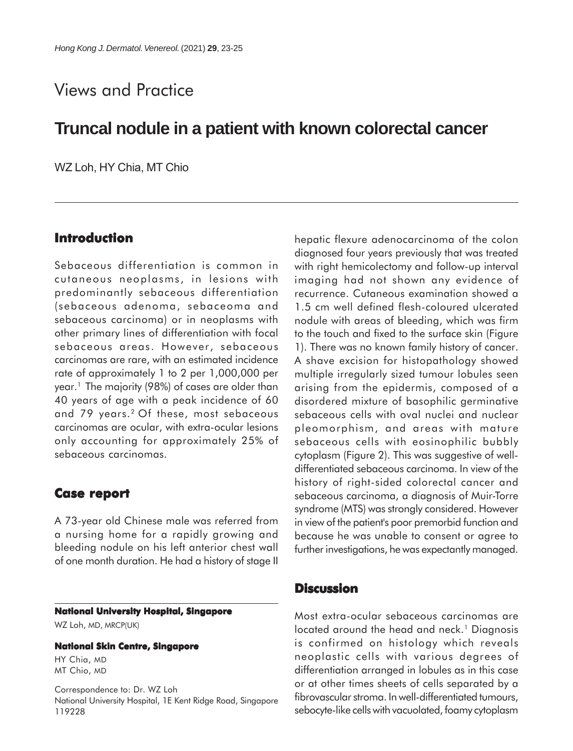Views and Practice

# Truncal nodule in a patient with known colorectal cancer

WZ Loh, HY Chia, MT Chio

## Introduction

Sebaceous differentiation is common in cutaneous neoplasms, in lesions with predominantly sebaceous differentiation (sebaceous adenoma, sebaceoma and sebaceous carcinoma) or in neoplasms with other primary lines of differentiation with focal sebaceous areas. However, sebaceous carcinomas are rare, with an estimated incidence rate of approximately 1 to 2 per 1,000,000 per year.[1] The majority (98%) of cases are older than 40 years of age with a peak incidence of 60 and 79 years.[2] Of these, most sebaceous carcinomas are ocular, with extra-ocular lesions only accounting for approximately 25% of sebaceous carcinomas.

## Case report

A 73-year old Chinese male was referred from a nursing home for a rapidly growing and bleeding nodule on his left anterior chest wall of one month duration. He had a history of stage II hepatic flexure adenocarcinoma of the colon diagnosed four years previously that was treated with right hemicolectomy and follow-up interval imaging had not shown any evidence of recurrence. Cutaneous examination showed a 1.5 cm well defined flesh-coloured ulcerated nodule with areas of bleeding, which was firm to the touch and fixed to the surface skin (Figure 1). There was no known family history of cancer. A shave excision for histopathology showed multiple irregularly sized tumour lobules seen arising from the epidermis, composed of a disordered mixture of basophilic germinative sebaceous cells with oval nuclei and nuclear pleomorphism, and areas with mature sebaceous cells with eosinophilic bubbly cytoplasm (Figure 2). This was suggestive of well-differentiated sebaceous carcinoma. In view of the history of right-sided colorectal cancer and sebaceous carcinoma, a diagnosis of Muir-Torre syndrome (MTS) was strongly considered. However in view of the patient's poor premorbid function and because he was unable to consent or agree to further investigations, he was expectantly managed.

## Discussion

Most extra-ocular sebaceous carcinomas are located around the head and neck.[1] Diagnosis is confirmed on histology which reveals neoplastic cells with various degrees of differentiation arranged in lobules as in this case or at other times sheets of cells separated by a fibrovascular stroma. In well-differentiated tumours, sebocyte-like cells with vacuolated, foamy cytoplasm

**National University Hospital, Singapore**

WZ Loh, MD, MRCP(UK)

**National Skin Centre, Singapore**

HY Chia, MD

MT Chio, MD

Correspondence to: Dr. WZ Loh

National University Hospital, 1E Kent Ridge Road, Singapore 119228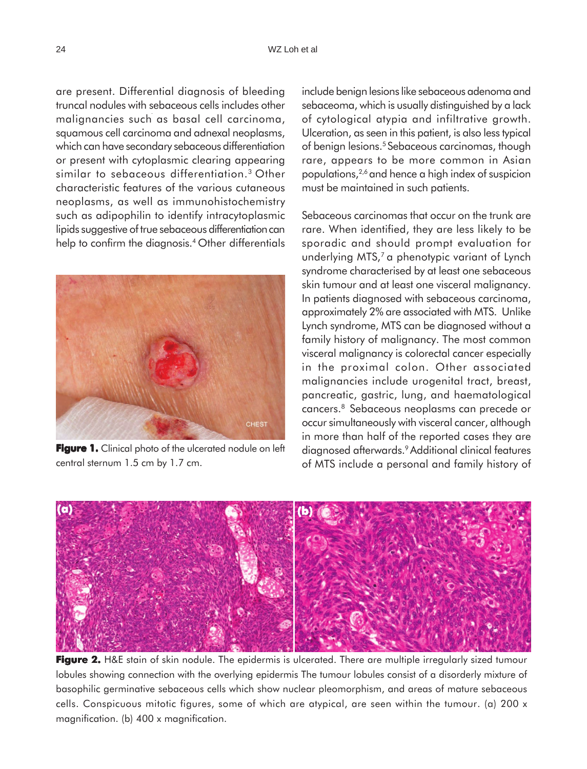are present. Differential diagnosis of bleeding truncal nodules with sebaceous cells includes other malignancies such as basal cell carcinoma, squamous cell carcinoma and adnexal neoplasms, which can have secondary sebaceous differentiation or present with cytoplasmic clearing appearing similar to sebaceous differentiation.[3] Other characteristic features of the various cutaneous neoplasms, as well as immunohistochemistry such as adipophilin to identify intracytoplasmic lipids suggestive of true sebaceous differentiation can help to confirm the diagnosis.[4] Other differentials include benign lesions like sebaceous adenoma and sebaceoma, which is usually distinguished by a lack of cytological atypia and infiltrative growth. Ulceration, as seen in this patient, is also less typical of benign lesions.[5] Sebaceous carcinomas, though rare, appears to be more common in Asian populations,[2,6] and hence a high index of suspicion must be maintained in such patients.

**Figure 1.** Clinical photo of the ulcerated nodule on left central sternum 1.5 cm by 1.7 cm.

Sebaceous carcinomas that occur on the trunk are rare. When identified, they are less likely to be sporadic and should prompt evaluation for underlying MTS,[7] a phenotypic variant of Lynch syndrome characterised by at least one sebaceous skin tumour and at least one visceral malignancy. In patients diagnosed with sebaceous carcinoma, approximately 2% are associated with MTS. Unlike Lynch syndrome, MTS can be diagnosed without a family history of malignancy. The most common visceral malignancy is colorectal cancer especially in the proximal colon. Other associated malignancies include urogenital tract, breast, pancreatic, gastric, lung, and haematological cancers.[8] Sebaceous neoplasms can precede or occur simultaneously with visceral cancer, although in more than half of the reported cases they are diagnosed afterwards.[9] Additional clinical features of MTS include a personal and family history of

**Figure 2.** H&E stain of skin nodule. The epidermis is ulcerated. There are multiple irregularly sized tumour lobules showing connection with the overlying epidermis The tumour lobules consist of a disorderly mixture of basophilic germinative sebaceous cells which show nuclear pleomorphism, and areas of mature sebaceous cells. Conspicuous mitotic figures, some of which are atypical, are seen within the tumour. (a) 200 x magnification. (b) 400 x magnification.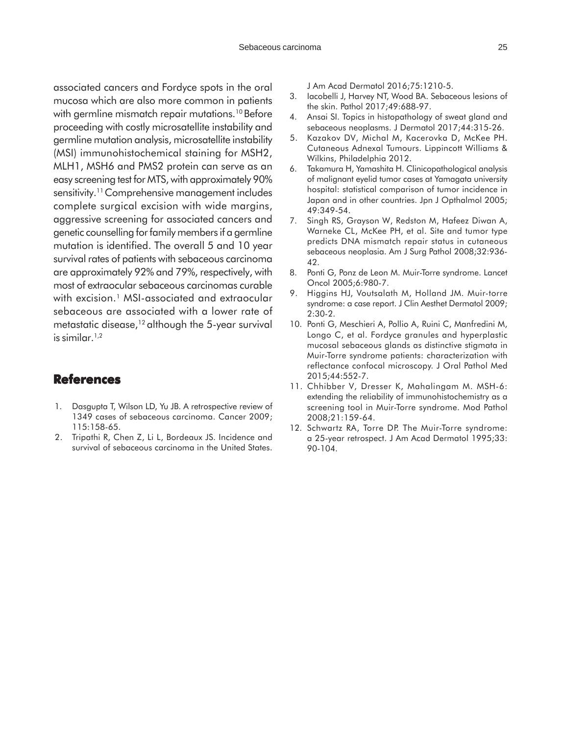associated cancers and Fordyce spots in the oral mucosa which are also more common in patients with germline mismatch repair mutations.[10] Before proceeding with costly microsatellite instability and germline mutation analysis, microsatellite instability (MSI) immunohistochemical staining for MSH2, MLH1, MSH6 and PMS2 protein can serve as an easy screening test for MTS, with approximately 90% sensitivity.[11] Comprehensive management includes complete surgical excision with wide margins, aggressive screening for associated cancers and genetic counselling for family members if a germline mutation is identified. The overall 5 and 10 year survival rates of patients with sebaceous carcinoma are approximately 92% and 79%, respectively, with most of extraocular sebaceous carcinomas curable with excision.[1] MSI-associated and extraocular sebaceous are associated with a lower rate of metastatic disease,[12] although the 5-year survival is similar.[1,2]

## References

1. Dasgupta T, Wilson LD, Yu JB. A retrospective review of 1349 cases of sebaceous carcinoma. Cancer 2009; 115:158-65.
2. Tripathi R, Chen Z, Li L, Bordeaux JS. Incidence and survival of sebaceous carcinoma in the United States. J Am Acad Dermatol 2016;75:1210-5.
3. Iacobelli J, Harvey NT, Wood BA. Sebaceous lesions of the skin. Pathol 2017;49:688-97.
4. Ansai SI. Topics in histopathology of sweat gland and sebaceous neoplasms. J Dermatol 2017;44:315-26.
5. Kazakov DV, Michal M, Kacerovka D, McKee PH. Cutaneous Adnexal Tumours. Lippincott Williams & Wilkins, Philadelphia 2012.
6. Takamura H, Yamashita H. Clinicopathological analysis of malignant eyelid tumor cases at Yamagata university hospital: statistical comparison of tumor incidence in Japan and in other countries. Jpn J Opthalmol 2005; 49:349-54.
7. Singh RS, Grayson W, Redston M, Hafeez Diwan A, Warneke CL, McKee PH, et al. Site and tumor type predicts DNA mismatch repair status in cutaneous sebaceous neoplasia. Am J Surg Pathol 2008;32:936-42.
8. Ponti G, Ponz de Leon M. Muir-Torre syndrome. Lancet Oncol 2005;6:980-7.
9. Higgins HJ, Voutsalath M, Holland JM. Muir-torre syndrome: a case report. J Clin Aesthet Dermatol 2009; 2:30-2.
10. Ponti G, Meschieri A, Pollio A, Ruini C, Manfredini M, Longo C, et al. Fordyce granules and hyperplastic mucosal sebaceous glands as distinctive stigmata in Muir-Torre syndrome patients: characterization with reflectance confocal microscopy. J Oral Pathol Med 2015;44:552-7.
11. Chhibber V, Dresser K, Mahalingam M. MSH-6: extending the reliability of immunohistochemistry as a screening tool in Muir-Torre syndrome. Mod Pathol 2008;21:159-64.
12. Schwartz RA, Torre DP. The Muir-Torre syndrome: a 25-year retrospect. J Am Acad Dermatol 1995;33: 90-104.